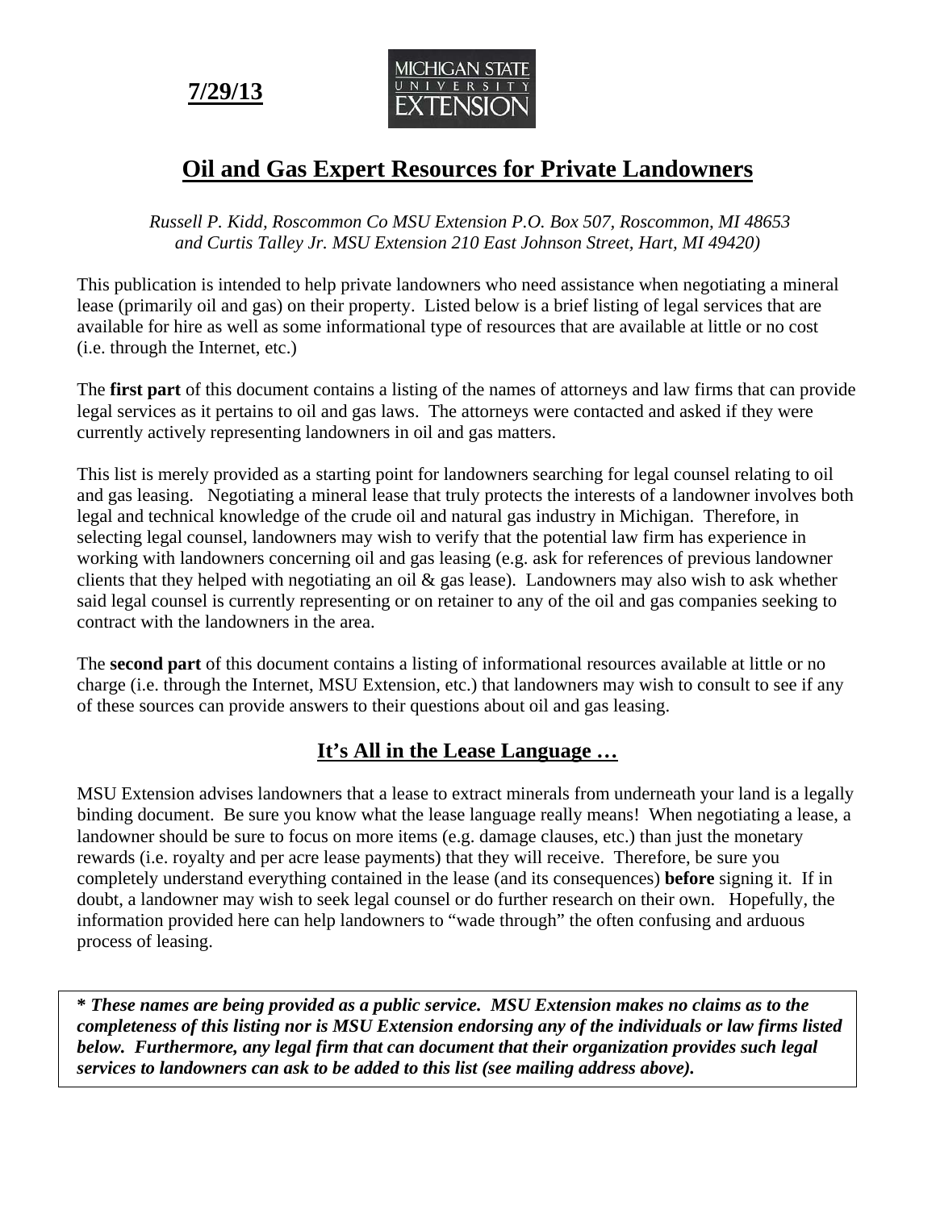**7/29/13**

MICHIGAN STATE UNIVERSITY EXTENSION

# Oil and Gas Expert Resources for Private Landowners

*Russell P. Kidd, Roscommon Co MSU Extension P.O. Box 507, Roscommon, MI 48653 and Curtis Talley Jr. MSU Extension 210 East Johnson Street, Hart, MI 49420)*

This publication is intended to help private landowners who need assistance when negotiating a mineral lease (primarily oil and gas) on their property. Listed below is a brief listing of legal services that are available for hire as well as some informational type of resources that are available at little or no cost (i.e. through the Internet, etc.)

The **first part** of this document contains a listing of the names of attorneys and law firms that can provide legal services as it pertains to oil and gas laws. The attorneys were contacted and asked if they were currently actively representing landowners in oil and gas matters.

This list is merely provided as a starting point for landowners searching for legal counsel relating to oil and gas leasing. Negotiating a mineral lease that truly protects the interests of a landowner involves both legal and technical knowledge of the crude oil and natural gas industry in Michigan. Therefore, in selecting legal counsel, landowners may wish to verify that the potential law firm has experience in working with landowners concerning oil and gas leasing (e.g. ask for references of previous landowner clients that they helped with negotiating an oil & gas lease). Landowners may also wish to ask whether said legal counsel is currently representing or on retainer to any of the oil and gas companies seeking to contract with the landowners in the area.

The **second part** of this document contains a listing of informational resources available at little or no charge (i.e. through the Internet, MSU Extension, etc.) that landowners may wish to consult to see if any of these sources can provide answers to their questions about oil and gas leasing.

## It's All in the Lease Language …

MSU Extension advises landowners that a lease to extract minerals from underneath your land is a legally binding document. Be sure you know what the lease language really means! When negotiating a lease, a landowner should be sure to focus on more items (e.g. damage clauses, etc.) than just the monetary rewards (i.e. royalty and per acre lease payments) that they will receive. Therefore, be sure you completely understand everything contained in the lease (and its consequences) **before** signing it. If in doubt, a landowner may wish to seek legal counsel or do further research on their own. Hopefully, the information provided here can help landowners to "wade through" the often confusing and arduous process of leasing.

***\* These names are being provided as a public service. MSU Extension makes no claims as to the completeness of this listing nor is MSU Extension endorsing any of the individuals or law firms listed below. Furthermore, any legal firm that can document that their organization provides such legal services to landowners can ask to be added to this list (see mailing address above).***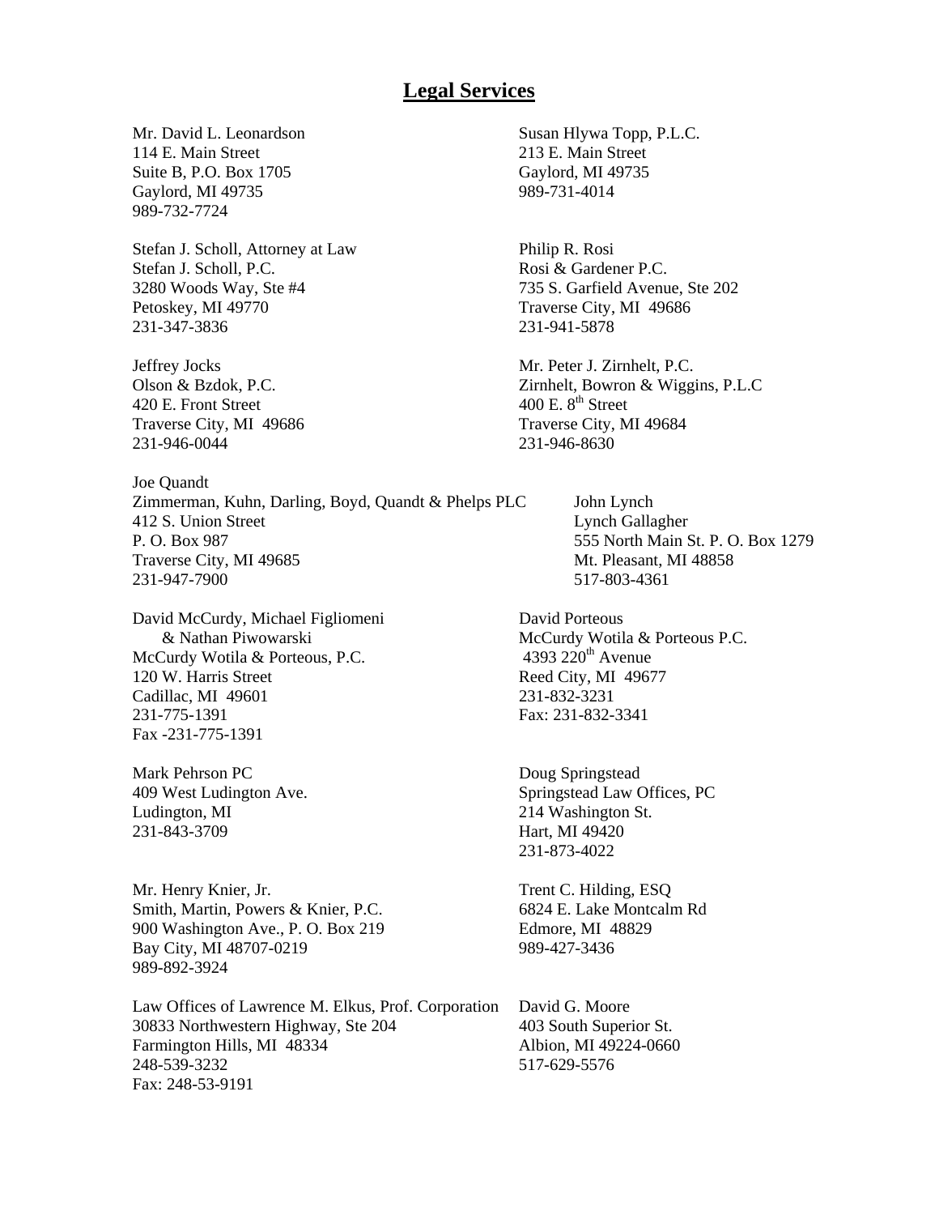# Legal Services

Mr. David L. Leonardson
114 E. Main Street
Suite B, P.O. Box 1705
Gaylord, MI 49735
989-732-7724

Susan Hlywa Topp, P.L.C.
213 E. Main Street
Gaylord, MI 49735
989-731-4014

Stefan J. Scholl, Attorney at Law
Stefan J. Scholl, P.C.
3280 Woods Way, Ste #4
Petoskey, MI 49770
231-347-3836

Philip R. Rosi
Rosi & Gardener P.C.
735 S. Garfield Avenue, Ste 202
Traverse City, MI 49686
231-941-5878

Jeffrey Jocks
Olson & Bzdok, P.C.
420 E. Front Street
Traverse City, MI 49686
231-946-0044

Mr. Peter J. Zirnhelt, P.C.
Zirnhelt, Bowron & Wiggins, P.L.C
400 E. 8th Street
Traverse City, MI 49684
231-946-8630

Joe Quandt
Zimmerman, Kuhn, Darling, Boyd, Quandt & Phelps PLC
412 S. Union Street
P. O. Box 987
Traverse City, MI 49685
231-947-7900

John Lynch
Lynch Gallagher
555 North Main St. P. O. Box 1279
Mt. Pleasant, MI 48858
517-803-4361

David McCurdy, Michael Figliomeni
& Nathan Piwowarski
McCurdy Wotila & Porteous, P.C.
120 W. Harris Street
Cadillac, MI 49601
231-775-1391
Fax -231-775-1391

David Porteous
McCurdy Wotila & Porteous P.C.
4393 220th Avenue
Reed City, MI 49677
231-832-3231
Fax: 231-832-3341

Mark Pehrson PC
409 West Ludington Ave.
Ludington, MI
231-843-3709

Doug Springstead
Springstead Law Offices, PC
214 Washington St.
Hart, MI 49420
231-873-4022

Mr. Henry Knier, Jr.
Smith, Martin, Powers & Knier, P.C.
900 Washington Ave., P. O. Box 219
Bay City, MI 48707-0219
989-892-3924

Trent C. Hilding, ESQ
6824 E. Lake Montcalm Rd
Edmore, MI 48829
989-427-3436

Law Offices of Lawrence M. Elkus, Prof. Corporation
30833 Northwestern Highway, Ste 204
Farmington Hills, MI 48334
248-539-3232
Fax: 248-53-9191

David G. Moore
403 South Superior St.
Albion, MI 49224-0660
517-629-5576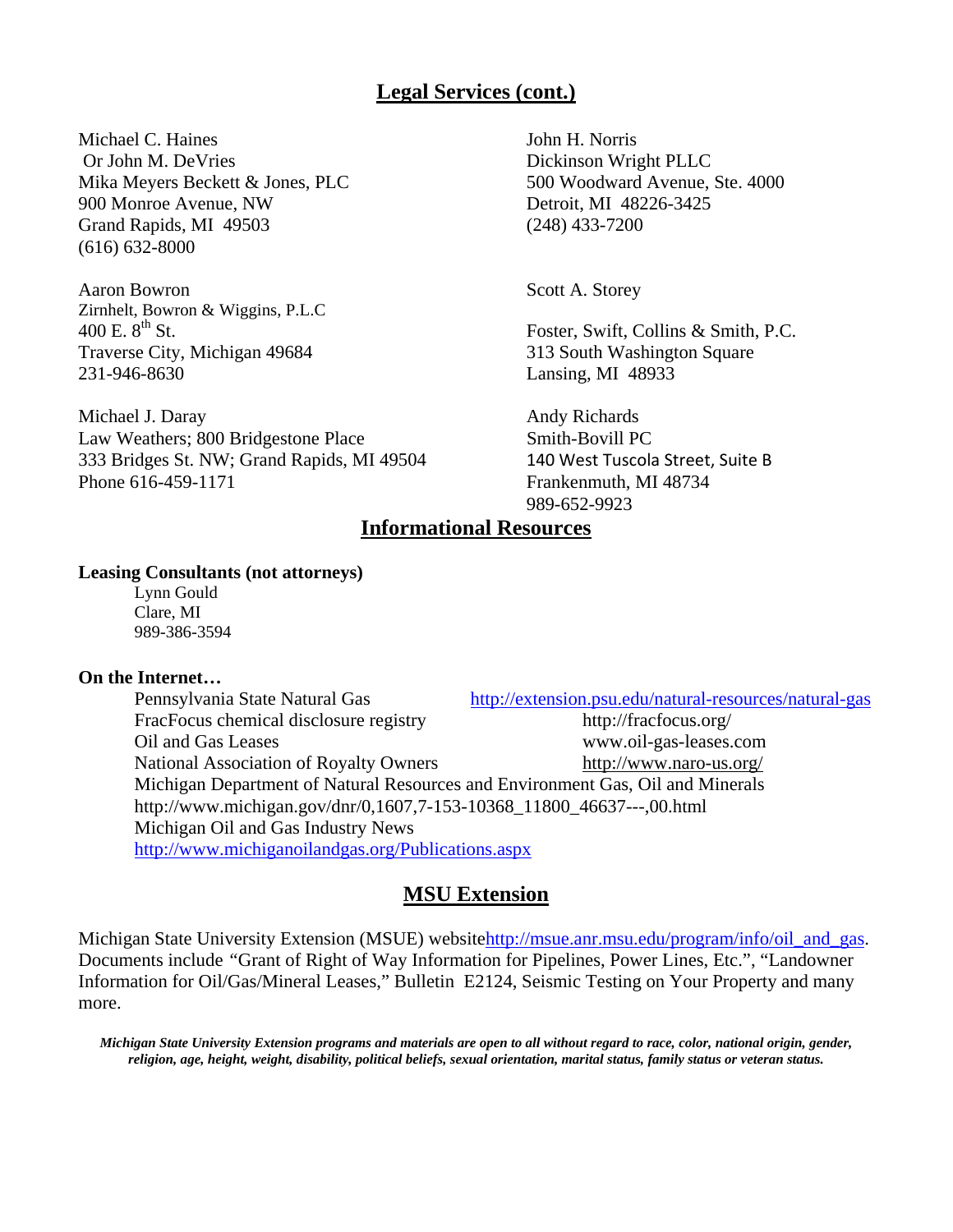## Legal Services (cont.)

Michael C. Haines
Or John M. DeVries
Mika Meyers Beckett & Jones, PLC
900 Monroe Avenue, NW
Grand Rapids, MI 49503
(616) 632-8000

Aaron Bowron
Zirnhelt, Bowron & Wiggins, P.L.C
400 E. 8th St.
Traverse City, Michigan 49684
231-946-8630

Michael J. Daray
Law Weathers; 800 Bridgestone Place
333 Bridges St. NW; Grand Rapids, MI 49504
Phone 616-459-1171

John H. Norris
Dickinson Wright PLLC
500 Woodward Avenue, Ste. 4000
Detroit, MI 48226-3425
(248) 433-7200

Scott A. Storey

Foster, Swift, Collins & Smith, P.C.
313 South Washington Square
Lansing, MI 48933

Andy Richards
Smith-Bovill PC
140 West Tuscola Street, Suite B
Frankenmuth, MI 48734
989-652-9923

## Informational Resources

**Leasing Consultants (not attorneys)**

Lynn Gould
Clare, MI
989-386-3594

**On the Internet…**

Pennsylvania State Natural Gas http://extension.psu.edu/natural-resources/natural-gas
FracFocus chemical disclosure registry http://fracfocus.org/
Oil and Gas Leases www.oil-gas-leases.com
National Association of Royalty Owners http://www.naro-us.org/
Michigan Department of Natural Resources and Environment Gas, Oil and Minerals
http://www.michigan.gov/dnr/0,1607,7-153-10368_11800_46637---,00.html
Michigan Oil and Gas Industry News
http://www.michiganoilandgas.org/Publications.aspx

## MSU Extension

Michigan State University Extension (MSUE) websitehttp://msue.anr.msu.edu/program/info/oil_and_gas. Documents include "Grant of Right of Way Information for Pipelines, Power Lines, Etc.", "Landowner Information for Oil/Gas/Mineral Leases," Bulletin E2124, Seismic Testing on Your Property and many more.

***Michigan State University Extension programs and materials are open to all without regard to race, color, national origin, gender, religion, age, height, weight, disability, political beliefs, sexual orientation, marital status, family status or veteran status.***